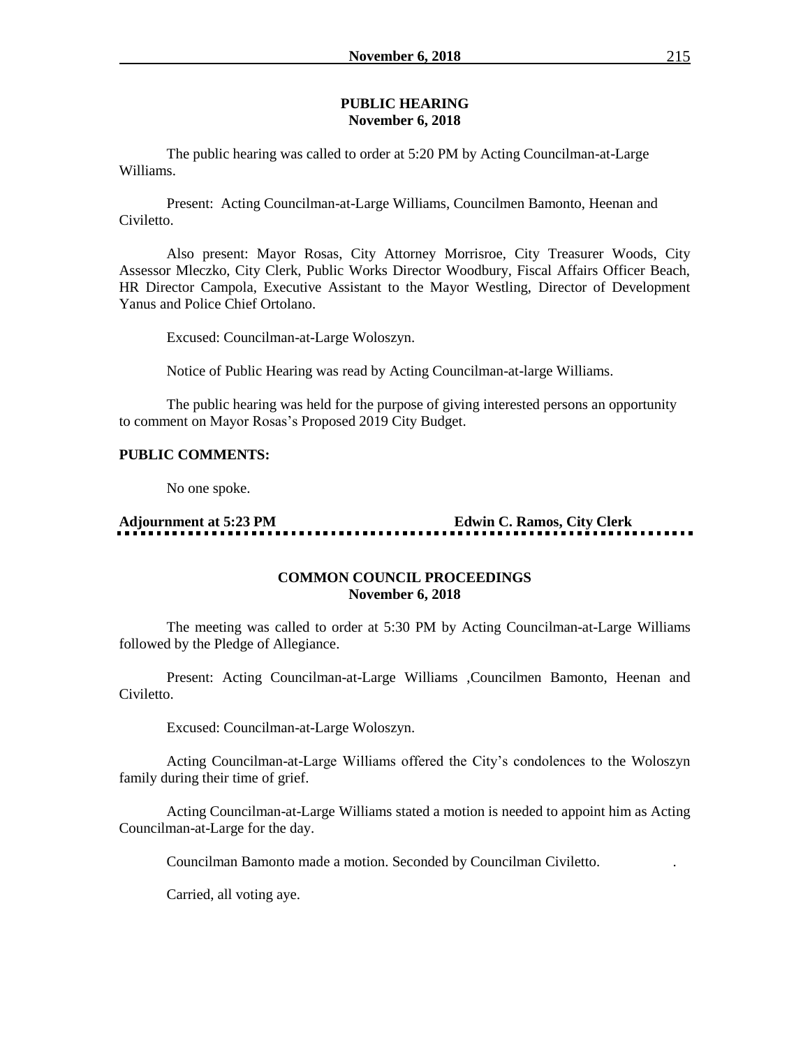## PUBLIC HEARING
**November 6, 2018**

The public hearing was called to order at 5:20 PM by Acting Councilman-at-Large Williams.

Present: Acting Councilman-at-Large Williams, Councilmen Bamonto, Heenan and Civiletto.

Also present: Mayor Rosas, City Attorney Morrisroe, City Treasurer Woods, City Assessor Mleczko, City Clerk, Public Works Director Woodbury, Fiscal Affairs Officer Beach, HR Director Campola, Executive Assistant to the Mayor Westling, Director of Development Yanus and Police Chief Ortolano.

Excused: Councilman-at-Large Woloszyn.

Notice of Public Hearing was read by Acting Councilman-at-large Williams.

The public hearing was held for the purpose of giving interested persons an opportunity to comment on Mayor Rosas's Proposed 2019 City Budget.

**PUBLIC COMMENTS:**

No one spoke.

**Adjournment at 5:23 PM** **Edwin C. Ramos, City Clerk**

## COMMON COUNCIL PROCEEDINGS
**November 6, 2018**

The meeting was called to order at 5:30 PM by Acting Councilman-at-Large Williams followed by the Pledge of Allegiance.

Present: Acting Councilman-at-Large Williams ,Councilmen Bamonto, Heenan and Civiletto.

Excused: Councilman-at-Large Woloszyn.

Acting Councilman-at-Large Williams offered the City's condolences to the Woloszyn family during their time of grief.

Acting Councilman-at-Large Williams stated a motion is needed to appoint him as Acting Councilman-at-Large for the day.

Councilman Bamonto made a motion. Seconded by Councilman Civiletto.

Carried, all voting aye.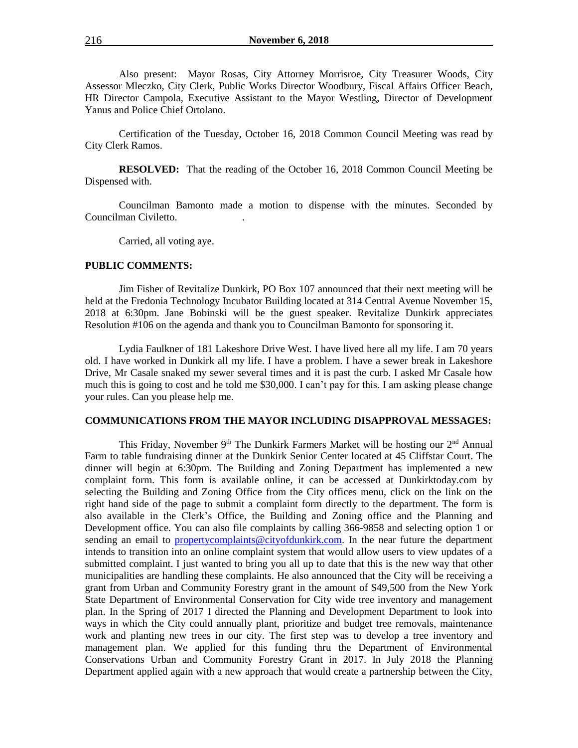Also present: Mayor Rosas, City Attorney Morrisroe, City Treasurer Woods, City Assessor Mleczko, City Clerk, Public Works Director Woodbury, Fiscal Affairs Officer Beach, HR Director Campola, Executive Assistant to the Mayor Westling, Director of Development Yanus and Police Chief Ortolano.

Certification of the Tuesday, October 16, 2018 Common Council Meeting was read by City Clerk Ramos.

**RESOLVED:** That the reading of the October 16, 2018 Common Council Meeting be Dispensed with.

Councilman Bamonto made a motion to dispense with the minutes. Seconded by Councilman Civiletto.

Carried, all voting aye.

**PUBLIC COMMENTS:**

Jim Fisher of Revitalize Dunkirk, PO Box 107 announced that their next meeting will be held at the Fredonia Technology Incubator Building located at 314 Central Avenue November 15, 2018 at 6:30pm. Jane Bobinski will be the guest speaker. Revitalize Dunkirk appreciates Resolution #106 on the agenda and thank you to Councilman Bamonto for sponsoring it.

Lydia Faulkner of 181 Lakeshore Drive West. I have lived here all my life. I am 70 years old. I have worked in Dunkirk all my life. I have a problem. I have a sewer break in Lakeshore Drive, Mr Casale snaked my sewer several times and it is past the curb. I asked Mr Casale how much this is going to cost and he told me $30,000. I can't pay for this. I am asking please change your rules. Can you please help me.

**COMMUNICATIONS FROM THE MAYOR INCLUDING DISAPPROVAL MESSAGES:**

This Friday, November 9th The Dunkirk Farmers Market will be hosting our 2nd Annual Farm to table fundraising dinner at the Dunkirk Senior Center located at 45 Cliffstar Court. The dinner will begin at 6:30pm. The Building and Zoning Department has implemented a new complaint form. This form is available online, it can be accessed at Dunkirktoday.com by selecting the Building and Zoning Office from the City offices menu, click on the link on the right hand side of the page to submit a complaint form directly to the department. The form is also available in the Clerk's Office, the Building and Zoning office and the Planning and Development office. You can also file complaints by calling 366-9858 and selecting option 1 or sending an email to propertycomplaints@cityofdunkirk.com. In the near future the department intends to transition into an online complaint system that would allow users to view updates of a submitted complaint. I just wanted to bring you all up to date that this is the new way that other municipalities are handling these complaints. He also announced that the City will be receiving a grant from Urban and Community Forestry grant in the amount of $49,500 from the New York State Department of Environmental Conservation for City wide tree inventory and management plan. In the Spring of 2017 I directed the Planning and Development Department to look into ways in which the City could annually plant, prioritize and budget tree removals, maintenance work and planting new trees in our city. The first step was to develop a tree inventory and management plan. We applied for this funding thru the Department of Environmental Conservations Urban and Community Forestry Grant in 2017. In July 2018 the Planning Department applied again with a new approach that would create a partnership between the City,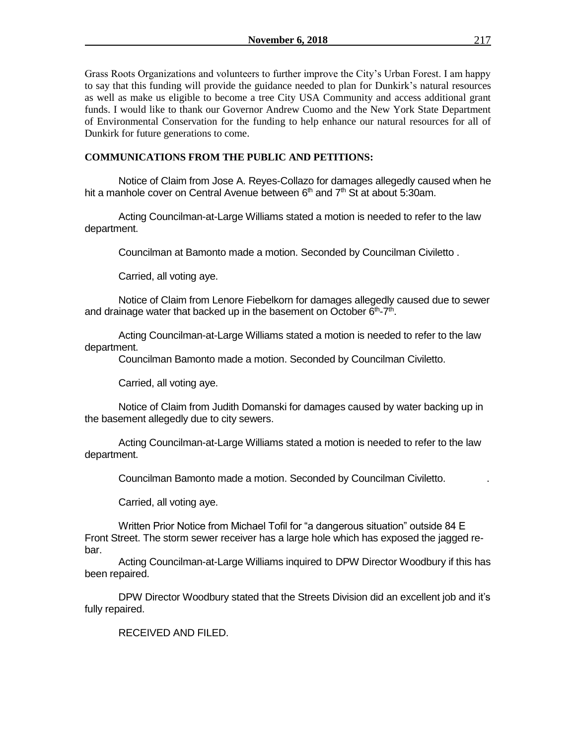Grass Roots Organizations and volunteers to further improve the City's Urban Forest. I am happy to say that this funding will provide the guidance needed to plan for Dunkirk's natural resources as well as make us eligible to become a tree City USA Community and access additional grant funds. I would like to thank our Governor Andrew Cuomo and the New York State Department of Environmental Conservation for the funding to help enhance our natural resources for all of Dunkirk for future generations to come.

**COMMUNICATIONS FROM THE PUBLIC AND PETITIONS:**

Notice of Claim from Jose A. Reyes-Collazo for damages allegedly caused when he hit a manhole cover on Central Avenue between 6th and 7th St at about 5:30am.

Acting Councilman-at-Large Williams stated a motion is needed to refer to the law department.

Councilman at Bamonto made a motion. Seconded by Councilman Civiletto .

Carried, all voting aye.

Notice of Claim from Lenore Fiebelkorn for damages allegedly caused due to sewer and drainage water that backed up in the basement on October 6th-7th.

Acting Councilman-at-Large Williams stated a motion is needed to refer to the law department.

Councilman Bamonto made a motion. Seconded by Councilman Civiletto.

Carried, all voting aye.

Notice of Claim from Judith Domanski for damages caused by water backing up in the basement allegedly due to city sewers.

Acting Councilman-at-Large Williams stated a motion is needed to refer to the law department.

Councilman Bamonto made a motion. Seconded by Councilman Civiletto. .

Carried, all voting aye.

Written Prior Notice from Michael Tofil for "a dangerous situation" outside 84 E Front Street. The storm sewer receiver has a large hole which has exposed the jagged re-bar.

Acting Councilman-at-Large Williams inquired to DPW Director Woodbury if this has been repaired.

DPW Director Woodbury stated that the Streets Division did an excellent job and it's fully repaired.

RECEIVED AND FILED.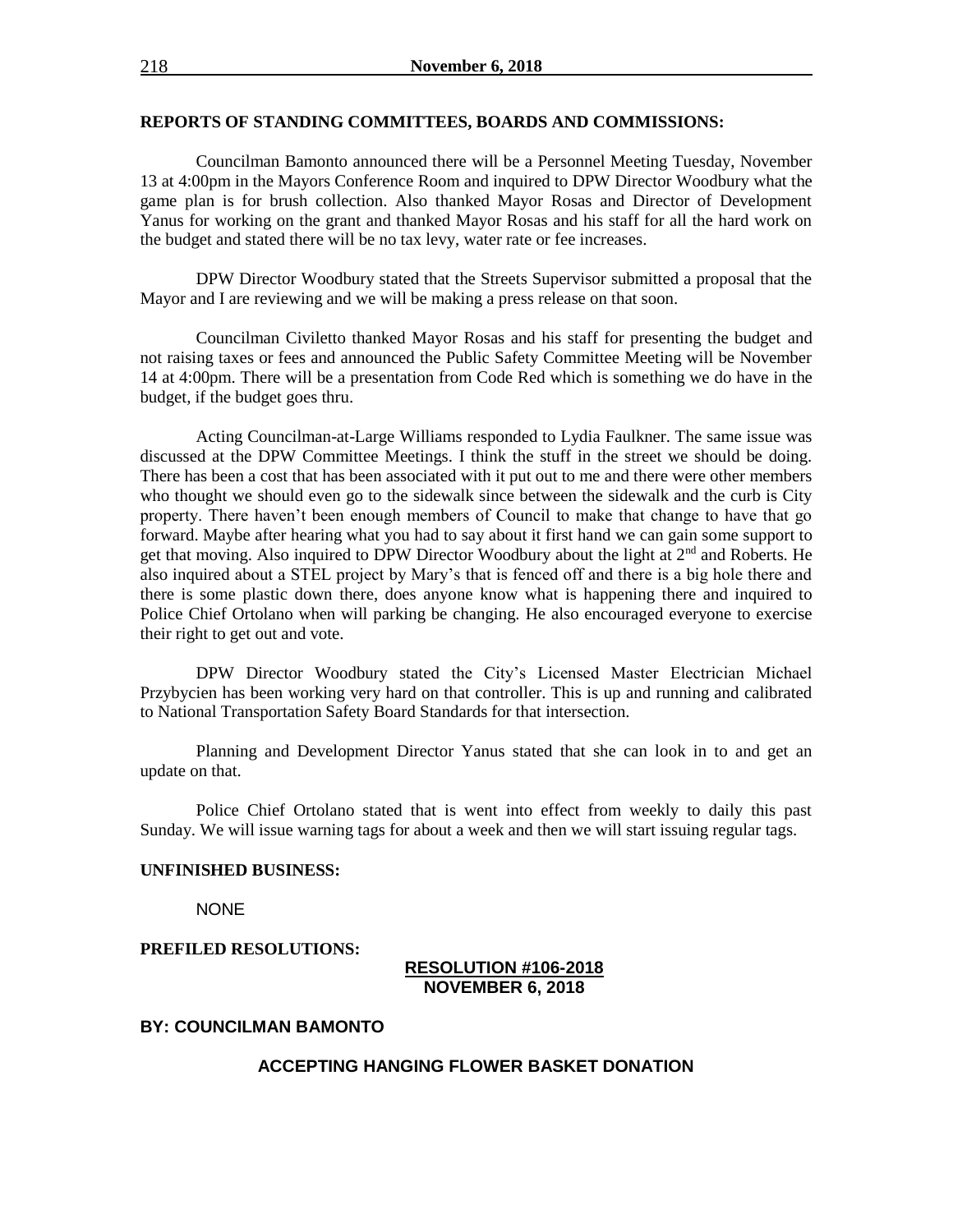**REPORTS OF STANDING COMMITTEES, BOARDS AND COMMISSIONS:**

Councilman Bamonto announced there will be a Personnel Meeting Tuesday, November 13 at 4:00pm in the Mayors Conference Room and inquired to DPW Director Woodbury what the game plan is for brush collection. Also thanked Mayor Rosas and Director of Development Yanus for working on the grant and thanked Mayor Rosas and his staff for all the hard work on the budget and stated there will be no tax levy, water rate or fee increases.

DPW Director Woodbury stated that the Streets Supervisor submitted a proposal that the Mayor and I are reviewing and we will be making a press release on that soon.

Councilman Civiletto thanked Mayor Rosas and his staff for presenting the budget and not raising taxes or fees and announced the Public Safety Committee Meeting will be November 14 at 4:00pm. There will be a presentation from Code Red which is something we do have in the budget, if the budget goes thru.

Acting Councilman-at-Large Williams responded to Lydia Faulkner. The same issue was discussed at the DPW Committee Meetings. I think the stuff in the street we should be doing. There has been a cost that has been associated with it put out to me and there were other members who thought we should even go to the sidewalk since between the sidewalk and the curb is City property. There haven't been enough members of Council to make that change to have that go forward. Maybe after hearing what you had to say about it first hand we can gain some support to get that moving. Also inquired to DPW Director Woodbury about the light at 2nd and Roberts. He also inquired about a STEL project by Mary's that is fenced off and there is a big hole there and there is some plastic down there, does anyone know what is happening there and inquired to Police Chief Ortolano when will parking be changing. He also encouraged everyone to exercise their right to get out and vote.

DPW Director Woodbury stated the City's Licensed Master Electrician Michael Przybycien has been working very hard on that controller. This is up and running and calibrated to National Transportation Safety Board Standards for that intersection.

Planning and Development Director Yanus stated that she can look in to and get an update on that.

Police Chief Ortolano stated that is went into effect from weekly to daily this past Sunday. We will issue warning tags for about a week and then we will start issuing regular tags.

**UNFINISHED BUSINESS:**

NONE

**PREFILED RESOLUTIONS:**

**RESOLUTION #106-2018**
**NOVEMBER 6, 2018**

**BY: COUNCILMAN BAMONTO**

**ACCEPTING HANGING FLOWER BASKET DONATION**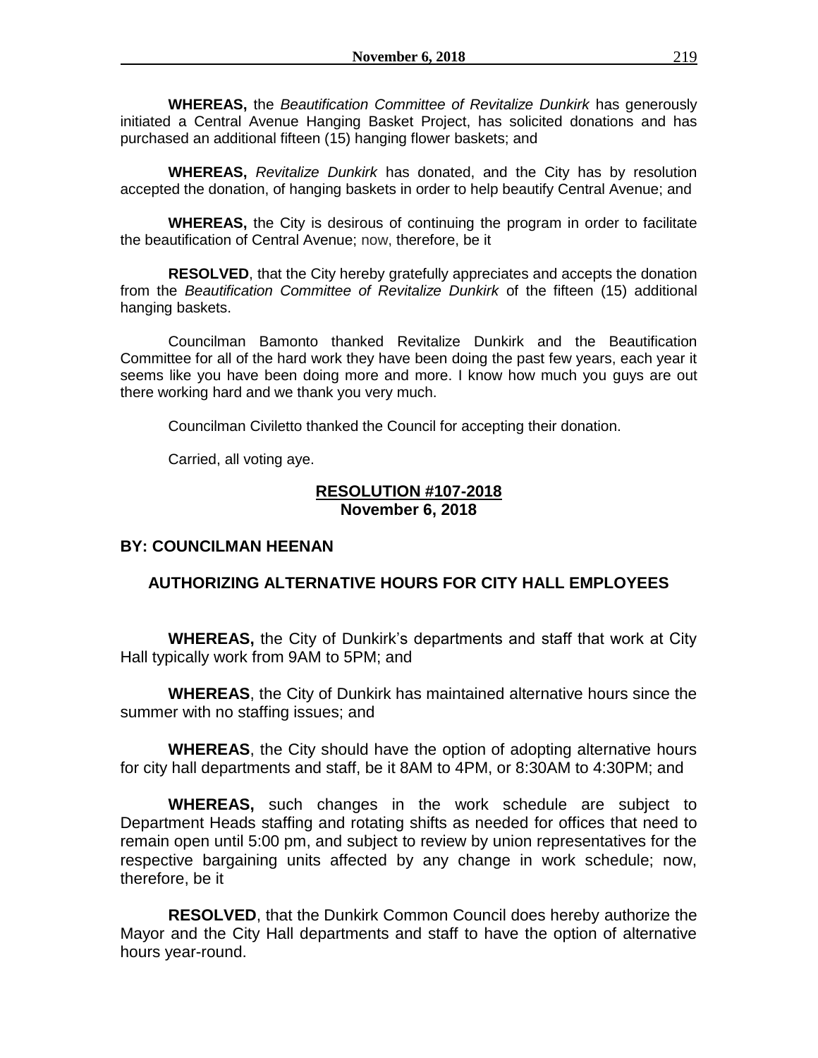**WHEREAS,** the *Beautification Committee of Revitalize Dunkirk* has generously initiated a Central Avenue Hanging Basket Project, has solicited donations and has purchased an additional fifteen (15) hanging flower baskets; and

**WHEREAS,** *Revitalize Dunkirk* has donated, and the City has by resolution accepted the donation, of hanging baskets in order to help beautify Central Avenue; and

**WHEREAS,** the City is desirous of continuing the program in order to facilitate the beautification of Central Avenue; now, therefore, be it

**RESOLVED**, that the City hereby gratefully appreciates and accepts the donation from the *Beautification Committee of Revitalize Dunkirk* of the fifteen (15) additional hanging baskets.

Councilman Bamonto thanked Revitalize Dunkirk and the Beautification Committee for all of the hard work they have been doing the past few years, each year it seems like you have been doing more and more. I know how much you guys are out there working hard and we thank you very much.

Councilman Civiletto thanked the Council for accepting their donation.

Carried, all voting aye.

**RESOLUTION #107-2018**
**November 6, 2018**

**BY: COUNCILMAN HEENAN**

**AUTHORIZING ALTERNATIVE HOURS FOR CITY HALL EMPLOYEES**

**WHEREAS,** the City of Dunkirk's departments and staff that work at City Hall typically work from 9AM to 5PM; and

**WHEREAS**, the City of Dunkirk has maintained alternative hours since the summer with no staffing issues; and

**WHEREAS**, the City should have the option of adopting alternative hours for city hall departments and staff, be it 8AM to 4PM, or 8:30AM to 4:30PM; and

**WHEREAS,** such changes in the work schedule are subject to Department Heads staffing and rotating shifts as needed for offices that need to remain open until 5:00 pm, and subject to review by union representatives for the respective bargaining units affected by any change in work schedule; now, therefore, be it

**RESOLVED**, that the Dunkirk Common Council does hereby authorize the Mayor and the City Hall departments and staff to have the option of alternative hours year-round.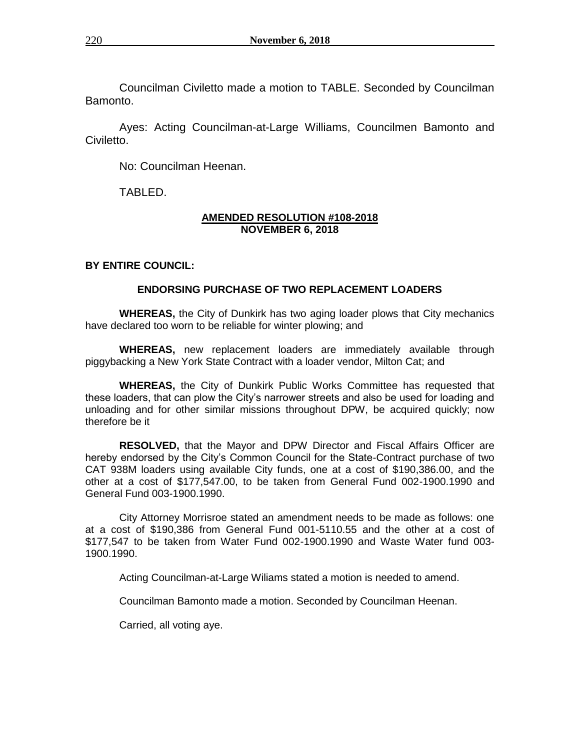Councilman Civiletto made a motion to TABLE. Seconded by Councilman Bamonto.

Ayes: Acting Councilman-at-Large Williams, Councilmen Bamonto and Civiletto.

No: Councilman Heenan.

TABLED.

**AMENDED RESOLUTION #108-2018**
**NOVEMBER 6, 2018**

**BY ENTIRE COUNCIL:**

**ENDORSING PURCHASE OF TWO REPLACEMENT LOADERS**

**WHEREAS,** the City of Dunkirk has two aging loader plows that City mechanics have declared too worn to be reliable for winter plowing; and

**WHEREAS,** new replacement loaders are immediately available through piggybacking a New York State Contract with a loader vendor, Milton Cat; and

**WHEREAS,** the City of Dunkirk Public Works Committee has requested that these loaders, that can plow the City's narrower streets and also be used for loading and unloading and for other similar missions throughout DPW, be acquired quickly; now therefore be it

**RESOLVED,** that the Mayor and DPW Director and Fiscal Affairs Officer are hereby endorsed by the City's Common Council for the State-Contract purchase of two CAT 938M loaders using available City funds, one at a cost of $190,386.00, and the other at a cost of $177,547.00, to be taken from General Fund 002-1900.1990 and General Fund 003-1900.1990.

City Attorney Morrisroe stated an amendment needs to be made as follows: one at a cost of $190,386 from General Fund 001-5110.55 and the other at a cost of $177,547 to be taken from Water Fund 002-1900.1990 and Waste Water fund 003-1900.1990.

Acting Councilman-at-Large Wiliams stated a motion is needed to amend.

Councilman Bamonto made a motion. Seconded by Councilman Heenan.

Carried, all voting aye.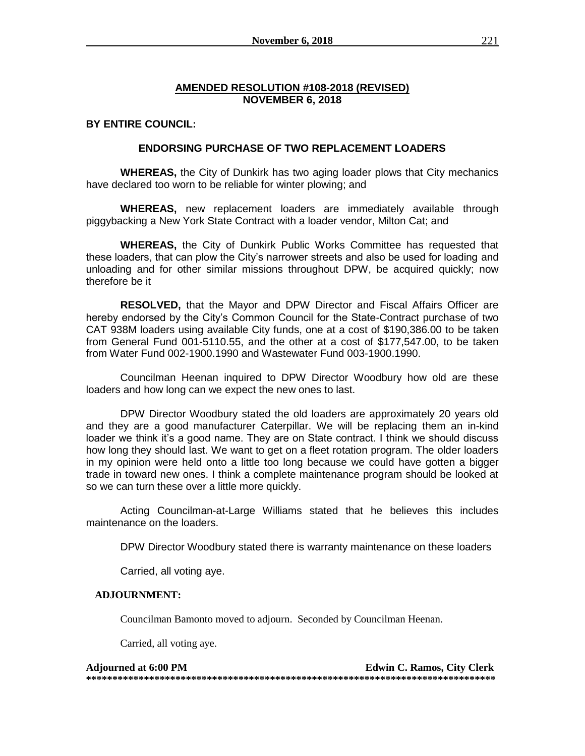## AMENDED RESOLUTION #108-2018 (REVISED)
## NOVEMBER 6, 2018

**BY ENTIRE COUNCIL:**

### ENDORSING PURCHASE OF TWO REPLACEMENT LOADERS

**WHEREAS,** the City of Dunkirk has two aging loader plows that City mechanics have declared too worn to be reliable for winter plowing; and

**WHEREAS,** new replacement loaders are immediately available through piggybacking a New York State Contract with a loader vendor, Milton Cat; and

**WHEREAS,** the City of Dunkirk Public Works Committee has requested that these loaders, that can plow the City's narrower streets and also be used for loading and unloading and for other similar missions throughout DPW, be acquired quickly; now therefore be it

**RESOLVED,** that the Mayor and DPW Director and Fiscal Affairs Officer are hereby endorsed by the City's Common Council for the State-Contract purchase of two CAT 938M loaders using available City funds, one at a cost of $190,386.00 to be taken from General Fund 001-5110.55, and the other at a cost of $177,547.00, to be taken from Water Fund 002-1900.1990 and Wastewater Fund 003-1900.1990.

Councilman Heenan inquired to DPW Director Woodbury how old are these loaders and how long can we expect the new ones to last.

DPW Director Woodbury stated the old loaders are approximately 20 years old and they are a good manufacturer Caterpillar. We will be replacing them an in-kind loader we think it's a good name. They are on State contract. I think we should discuss how long they should last. We want to get on a fleet rotation program. The older loaders in my opinion were held onto a little too long because we could have gotten a bigger trade in toward new ones. I think a complete maintenance program should be looked at so we can turn these over a little more quickly.

Acting Councilman-at-Large Williams stated that he believes this includes maintenance on the loaders.

DPW Director Woodbury stated there is warranty maintenance on these loaders

Carried, all voting aye.

**ADJOURNMENT:**

Councilman Bamonto moved to adjourn. Seconded by Councilman Heenan.

Carried, all voting aye.

**Adjourned at 6:00 PM** **Edwin C. Ramos, City Clerk**

**********************************************************************************